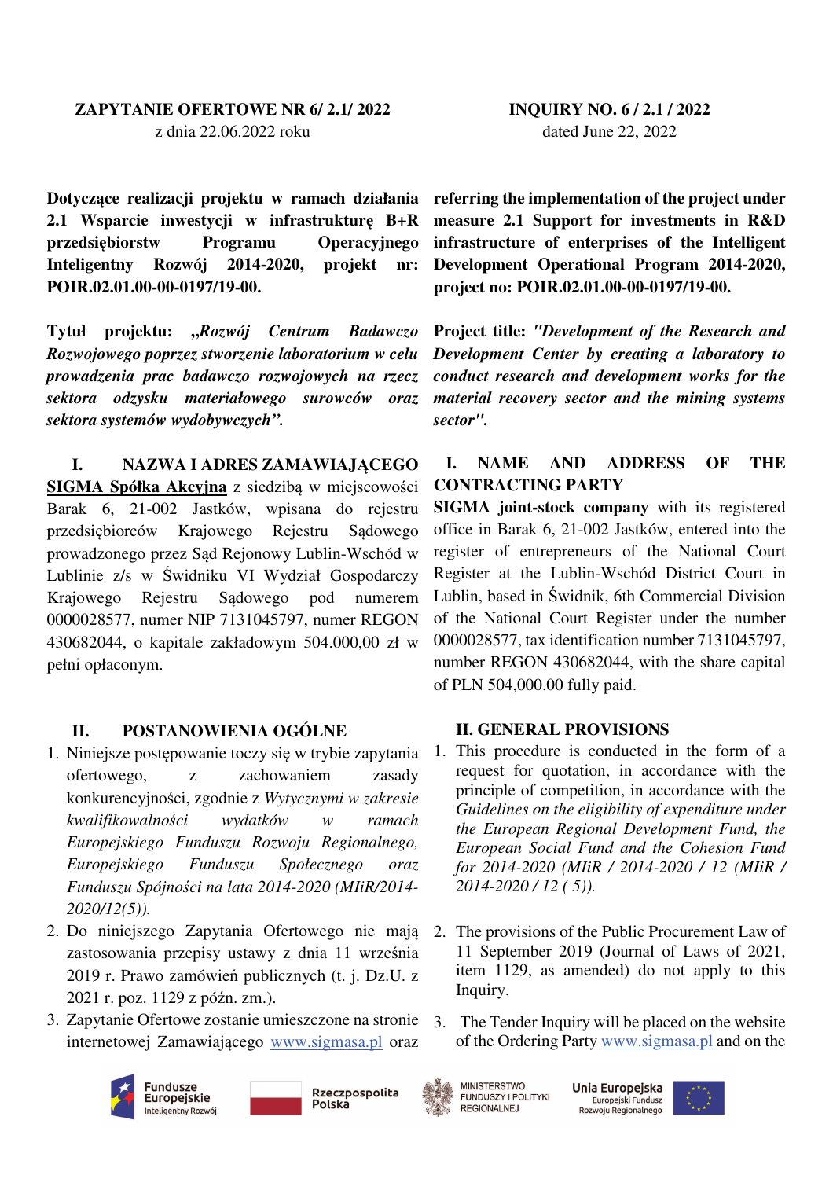**ZAPYTANIE OFERTOWE NR 6/ 2.1/ 2022**
z dnia 22.06.2022 roku

**Dotyczące realizacji projektu w ramach działania 2.1 Wsparcie inwestycji w infrastrukturę B+R przedsiębiorstw Programu Operacyjnego Inteligentny Rozwój 2014-2020, projekt nr: POIR.02.01.00-00-0197/19-00.**

**Tytuł projektu: *„Rozwój Centrum Badawczo Rozwojowego poprzez stworzenie laboratorium w celu prowadzenia prac badawczo rozwojowych na rzecz sektora odzysku materiałowego surowców oraz sektora systemów wydobywczych".***

## I. NAZWA I ADRES ZAMAWIAJĄCEGO

**SIGMA Spółka Akcyjna** z siedzibą w miejscowości Barak 6, 21-002 Jastków, wpisana do rejestru przedsiębiorców Krajowego Rejestru Sądowego prowadzonego przez Sąd Rejonowy Lublin-Wschód w Lublinie z/s w Świdniku VI Wydział Gospodarczy Krajowego Rejestru Sądowego pod numerem 0000028577, numer NIP 7131045797, numer REGON 430682044, o kapitale zakładowym 504.000,00 zł w pełni opłaconym.

## II. POSTANOWIENIA OGÓLNE

1. Niniejsze postępowanie toczy się w trybie zapytania ofertowego, z zachowaniem zasady konkurencyjności, zgodnie z *Wytycznymi w zakresie kwalifikowalności wydatków w ramach Europejskiego Funduszu Rozwoju Regionalnego, Europejskiego Funduszu Społecznego oraz Funduszu Spójności na lata 2014-2020 (MIiR/2014-2020/12(5)).*
2. Do niniejszego Zapytania Ofertowego nie mają zastosowania przepisy ustawy z dnia 11 września 2019 r. Prawo zamówień publicznych (t. j. Dz.U. z 2021 r. poz. 1129 z późn. zm.).
3. Zapytanie Ofertowe zostanie umieszczone na stronie internetowej Zamawiającego www.sigmasa.pl oraz

**INQUIRY NO. 6 / 2.1 / 2022**
dated June 22, 2022

**referring the implementation of the project under measure 2.1 Support for investments in R&D infrastructure of enterprises of the Intelligent Development Operational Program 2014-2020, project no: POIR.02.01.00-00-0197/19-00.**

**Project title: *"Development of the Research and Development Center by creating a laboratory to conduct research and development works for the material recovery sector and the mining systems sector".***

## I. NAME AND ADDRESS OF THE CONTRACTING PARTY

**SIGMA joint-stock company** with its registered office in Barak 6, 21-002 Jastków, entered into the register of entrepreneurs of the National Court Register at the Lublin-Wschód District Court in Lublin, based in Świdnik, 6th Commercial Division of the National Court Register under the number 0000028577, tax identification number 7131045797, number REGON 430682044, with the share capital of PLN 504,000.00 fully paid.

## II. GENERAL PROVISIONS

1. This procedure is conducted in the form of a request for quotation, in accordance with the principle of competition, in accordance with the *Guidelines on the eligibility of expenditure under the European Regional Development Fund, the European Social Fund and the Cohesion Fund for 2014-2020 (MIiR / 2014-2020 / 12 (MIiR / 2014-2020 / 12 ( 5)).*
2. The provisions of the Public Procurement Law of 11 September 2019 (Journal of Laws of 2021, item 1129, as amended) do not apply to this Inquiry.
3. The Tender Inquiry will be placed on the website of the Ordering Party www.sigmasa.pl and on the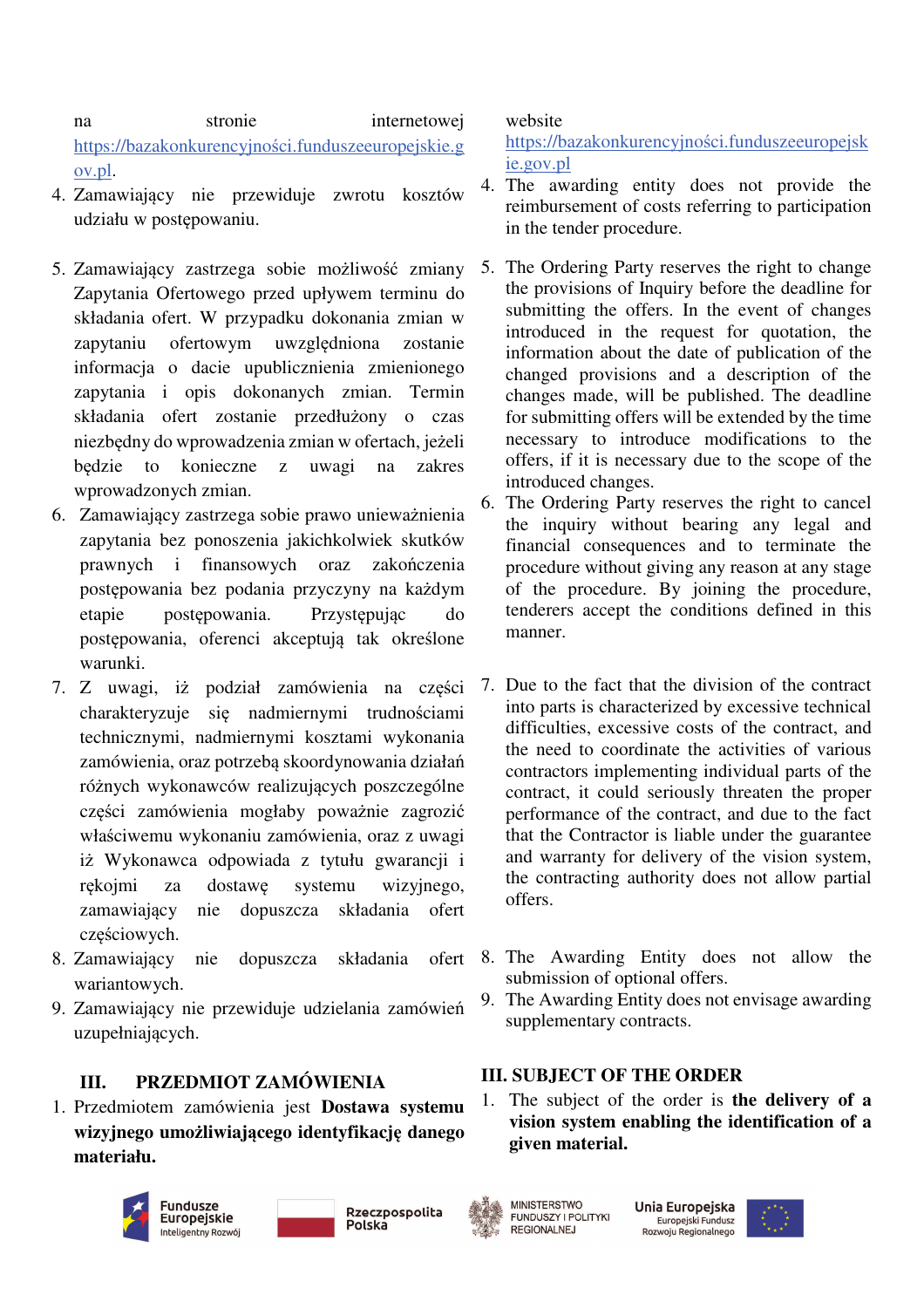na stronie internetowej https://bazakonkurencyjności.funduszeeuropejskie.gov.pl.

4. Zamawiający nie przewiduje zwrotu kosztów udziału w postępowaniu.

5. Zamawiający zastrzega sobie możliwość zmiany Zapytania Ofertowego przed upływem terminu do składania ofert. W przypadku dokonania zmian w zapytaniu ofertowym uwzględniona zostanie informacja o dacie upublicznienia zmienionego zapytania i opis dokonanych zmian. Termin składania ofert zostanie przedłużony o czas niezbędny do wprowadzenia zmian w ofertach, jeżeli będzie to konieczne z uwagi na zakres wprowadzonych zmian.

6. Zamawiający zastrzega sobie prawo unieważnienia zapytania bez ponoszenia jakichkolwiek skutków prawnych i finansowych oraz zakończenia postępowania bez podania przyczyny na każdym etapie postępowania. Przystępując do postępowania, oferenci akceptują tak określone warunki.

7. Z uwagi, iż podział zamówienia na części charakteryzuje się nadmiernymi trudnościami technicznymi, nadmiernymi kosztami wykonania zamówienia, oraz potrzebą skoordynowania działań różnych wykonawców realizujących poszczególne części zamówienia mogłaby poważnie zagrozić właściwemu wykonaniu zamówienia, oraz z uwagi iż Wykonawca odpowiada z tytułu gwarancji i rękojmi za dostawę systemu wizyjnego, zamawiający nie dopuszcza składania ofert częściowych.

8. Zamawiający nie dopuszcza składania ofert wariantowych.

9. Zamawiający nie przewiduje udzielania zamówień uzupełniających.

## III. PRZEDMIOT ZAMÓWIENIA

1. Przedmiotem zamówienia jest **Dostawa systemu wizyjnego umożliwiającego identyfikację danego materiału.**

website https://bazakonkurencyjności.funduszeeuropejskie.gov.pl

4. The awarding entity does not provide the reimbursement of costs referring to participation in the tender procedure.

5. The Ordering Party reserves the right to change the provisions of Inquiry before the deadline for submitting the offers. In the event of changes introduced in the request for quotation, the information about the date of publication of the changed provisions and a description of the changes made, will be published. The deadline for submitting offers will be extended by the time necessary to introduce modifications to the offers, if it is necessary due to the scope of the introduced changes.

6. The Ordering Party reserves the right to cancel the inquiry without bearing any legal and financial consequences and to terminate the procedure without giving any reason at any stage of the procedure. By joining the procedure, tenderers accept the conditions defined in this manner.

7. Due to the fact that the division of the contract into parts is characterized by excessive technical difficulties, excessive costs of the contract, and the need to coordinate the activities of various contractors implementing individual parts of the contract, it could seriously threaten the proper performance of the contract, and due to the fact that the Contractor is liable under the guarantee and warranty for delivery of the vision system, the contracting authority does not allow partial offers.

8. The Awarding Entity does not allow the submission of optional offers.

9. The Awarding Entity does not envisage awarding supplementary contracts.

## III. SUBJECT OF THE ORDER

1. The subject of the order is **the delivery of a vision system enabling the identification of a given material.**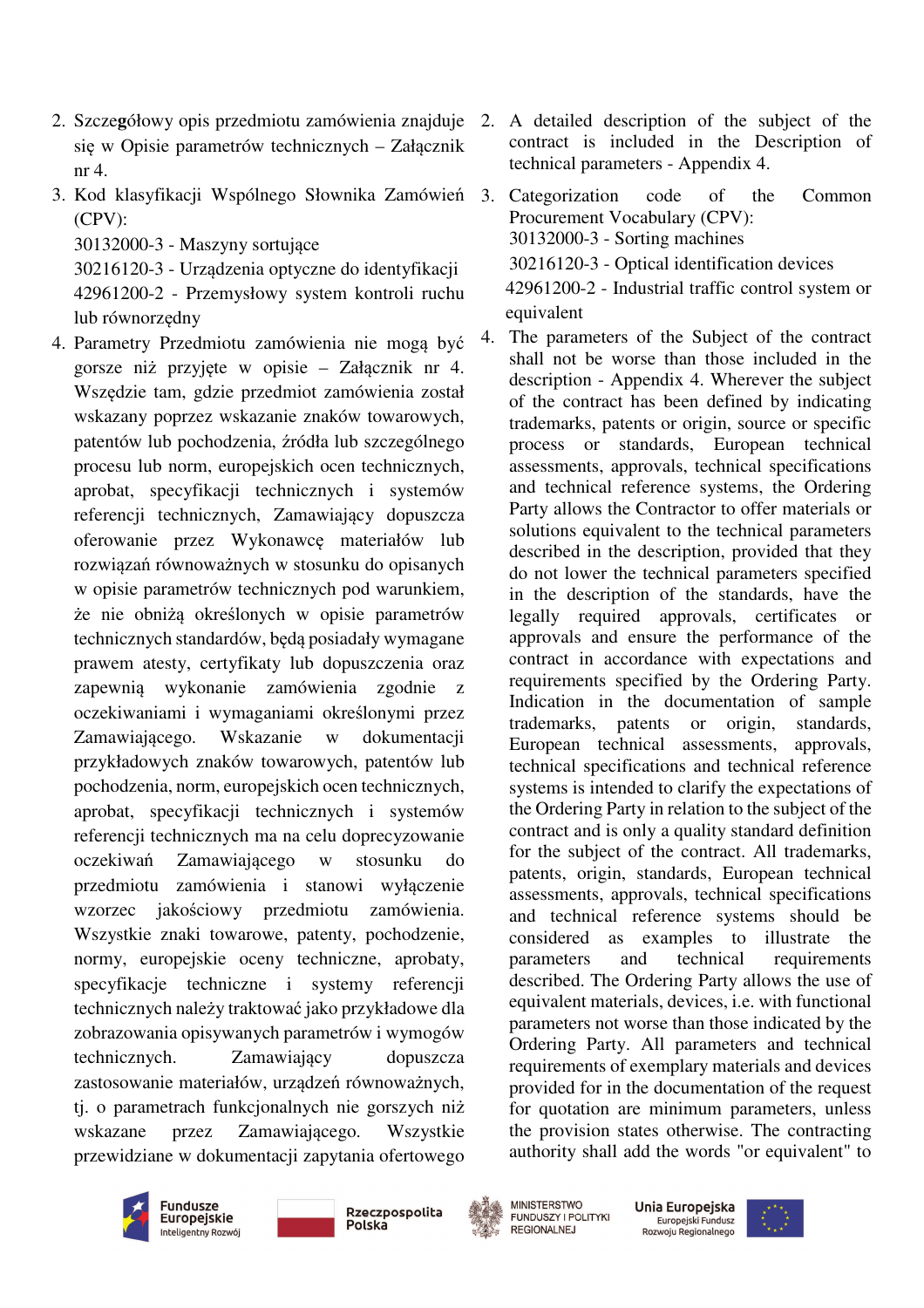2. Szczegółowy opis przedmiotu zamówienia znajduje się w Opisie parametrów technicznych – Załącznik nr 4.
3. Kod klasyfikacji Wspólnego Słownika Zamówień (CPV):
   30132000-3 - Maszyny sortujące
   30216120-3 - Urządzenia optyczne do identyfikacji
   42961200-2 - Przemysłowy system kontroli ruchu lub równorzędny
4. Parametry Przedmiotu zamówienia nie mogą być gorsze niż przyjęte w opisie – Załącznik nr 4. Wszędzie tam, gdzie przedmiot zamówienia został wskazany poprzez wskazanie znaków towarowych, patentów lub pochodzenia, źródła lub szczególnego procesu lub norm, europejskich ocen technicznych, aprobat, specyfikacji technicznych i systemów referencji technicznych, Zamawiający dopuszcza oferowanie przez Wykonawcę materiałów lub rozwiązań równoważnych w stosunku do opisanych w opisie parametrów technicznych pod warunkiem, że nie obniżą określonych w opisie parametrów technicznych standardów, będą posiadały wymagane prawem atesty, certyfikaty lub dopuszczenia oraz zapewnią wykonanie zamówienia zgodnie z oczekiwaniami i wymaganiami określonymi przez Zamawiającego. Wskazanie w dokumentacji przykładowych znaków towarowych, patentów lub pochodzenia, norm, europejskich ocen technicznych, aprobat, specyfikacji technicznych i systemów referencji technicznych ma na celu doprecyzowanie oczekiwań Zamawiającego w stosunku do przedmiotu zamówienia i stanowi wyłączenie wzorzec jakościowy przedmiotu zamówienia. Wszystkie znaki towarowe, patenty, pochodzenie, normy, europejskie oceny techniczne, aprobaty, specyfikacje techniczne i systemy referencji technicznych należy traktować jako przykładowe dla zobrazowania opisywanych parametrów i wymogów technicznych. Zamawiający dopuszcza zastosowanie materiałów, urządzeń równoważnych, tj. o parametrach funkcjonalnych nie gorszych niż wskazane przez Zamawiającego. Wszystkie przewidziane w dokumentacji zapytania ofertowego

2. A detailed description of the subject of the contract is included in the Description of technical parameters - Appendix 4.
3. Categorization code of the Common Procurement Vocabulary (CPV):
   30132000-3 - Sorting machines
   30216120-3 - Optical identification devices
   42961200-2 - Industrial traffic control system or equivalent
4. The parameters of the Subject of the contract shall not be worse than those included in the description - Appendix 4. Wherever the subject of the contract has been defined by indicating trademarks, patents or origin, source or specific process or standards, European technical assessments, approvals, technical specifications and technical reference systems, the Ordering Party allows the Contractor to offer materials or solutions equivalent to the technical parameters described in the description, provided that they do not lower the technical parameters specified in the description of the standards, have the legally required approvals, certificates or approvals and ensure the performance of the contract in accordance with expectations and requirements specified by the Ordering Party. Indication in the documentation of sample trademarks, patents or origin, standards, European technical assessments, approvals, technical specifications and technical reference systems is intended to clarify the expectations of the Ordering Party in relation to the subject of the contract and is only a quality standard definition for the subject of the contract. All trademarks, patents, origin, standards, European technical assessments, approvals, technical specifications and technical reference systems should be considered as examples to illustrate the parameters and technical requirements described. The Ordering Party allows the use of equivalent materials, devices, i.e. with functional parameters not worse than those indicated by the Ordering Party. All parameters and technical requirements of exemplary materials and devices provided for in the documentation of the request for quotation are minimum parameters, unless the provision states otherwise. The contracting authority shall add the words "or equivalent" to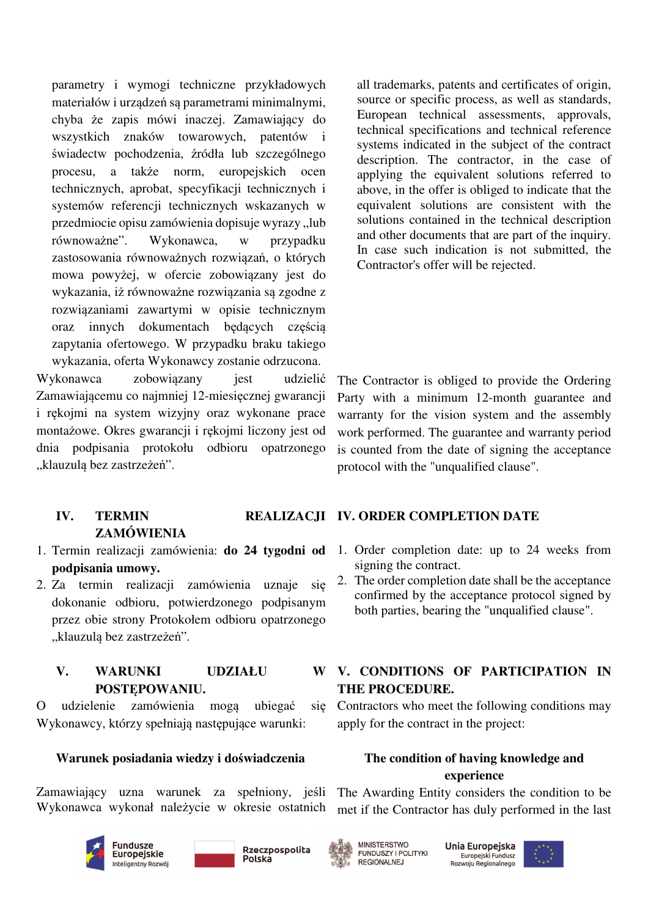parametry i wymogi techniczne przykładowych materiałów i urządzeń są parametrami minimalnymi, chyba że zapis mówi inaczej. Zamawiający do wszystkich znaków towarowych, patentów i świadectw pochodzenia, źródła lub szczególnego procesu, a także norm, europejskich ocen technicznych, aprobat, specyfikacji technicznych i systemów referencji technicznych wskazanych w przedmiocie opisu zamówienia dopisuje wyrazy „lub równoważne". Wykonawca, w przypadku zastosowania równoważnych rozwiązań, o których mowa powyżej, w ofercie zobowiązany jest do wykazania, iż równoważne rozwiązania są zgodne z rozwiązaniami zawartymi w opisie technicznym oraz innych dokumentach będących częścią zapytania ofertowego. W przypadku braku takiego wykazania, oferta Wykonawcy zostanie odrzucona.

all trademarks, patents and certificates of origin, source or specific process, as well as standards, European technical assessments, approvals, technical specifications and technical reference systems indicated in the subject of the contract description. The contractor, in the case of applying the equivalent solutions referred to above, in the offer is obliged to indicate that the equivalent solutions are consistent with the solutions contained in the technical description and other documents that are part of the inquiry. In case such indication is not submitted, the Contractor's offer will be rejected.

Wykonawca zobowiązany jest udzielić Zamawiającemu co najmniej 12-miesięcznej gwarancji i rękojmi na system wizyjny oraz wykonane prace montażowe. Okres gwarancji i rękojmi liczony jest od dnia podpisania protokołu odbioru opatrzonego „klauzulą bez zastrzeżeń".

The Contractor is obliged to provide the Ordering Party with a minimum 12-month guarantee and warranty for the vision system and the assembly work performed. The guarantee and warranty period is counted from the date of signing the acceptance protocol with the "unqualified clause".

## IV. TERMIN REALIZACJI ZAMÓWIENIA

1. Termin realizacji zamówienia: **do 24 tygodni od podpisania umowy.**
2. Za termin realizacji zamówienia uznaje się dokonanie odbioru, potwierdzonego podpisanym przez obie strony Protokołem odbioru opatrzonego „klauzulą bez zastrzeżeń".

## IV. ORDER COMPLETION DATE

1. Order completion date: up to 24 weeks from signing the contract.
2. The order completion date shall be the acceptance confirmed by the acceptance protocol signed by both parties, bearing the "unqualified clause".

## V. WARUNKI UDZIAŁU W POSTĘPOWANIU.

O udzielenie zamówienia mogą ubiegać się Wykonawcy, którzy spełniają następujące warunki:

**Warunek posiadania wiedzy i doświadczenia**

Zamawiający uzna warunek za spełniony, jeśli Wykonawca wykonał należycie w okresie ostatnich

## V. CONDITIONS OF PARTICIPATION IN THE PROCEDURE.

Contractors who meet the following conditions may apply for the contract in the project:

**The condition of having knowledge and experience**

The Awarding Entity considers the condition to be met if the Contractor has duly performed in the last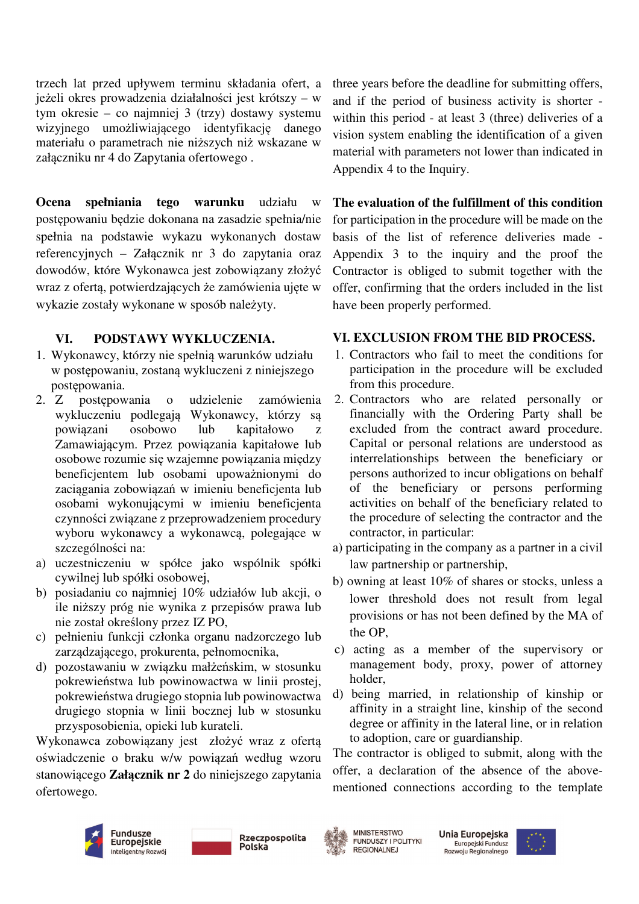trzech lat przed upływem terminu składania ofert, a jeżeli okres prowadzenia działalności jest krótszy – w tym okresie – co najmniej 3 (trzy) dostawy systemu wizyjnego umożliwiającego identyfikację danego materiału o parametrach nie niższych niż wskazane w załączniku nr 4 do Zapytania ofertowego .

**Ocena spełniania tego warunku** udziału w postępowaniu będzie dokonana na zasadzie spełnia/nie spełnia na podstawie wykazu wykonanych dostaw referencyjnych – Załącznik nr 3 do zapytania oraz dowodów, które Wykonawca jest zobowiązany złożyć wraz z ofertą, potwierdzających że zamówienia ujęte w wykazie zostały wykonane w sposób należyty.

## VI. PODSTAWY WYKLUCZENIA.

1. Wykonawcy, którzy nie spełnią warunków udziału w postępowaniu, zostaną wykluczeni z niniejszego postępowania.
2. Z postępowania o udzielenie zamówienia wykluczeniu podlegają Wykonawcy, którzy są powiązani osobowo lub kapitałowo z Zamawiającym. Przez powiązania kapitałowe lub osobowe rozumie się wzajemne powiązania między beneficjentem lub osobami upoważnionymi do zaciągania zobowiązań w imieniu beneficjenta lub osobami wykonującymi w imieniu beneficjenta czynności związane z przeprowadzeniem procedury wyboru wykonawcy a wykonawcą, polegające w szczególności na:

a) uczestniczeniu w spółce jako wspólnik spółki cywilnej lub spółki osobowej,
b) posiadaniu co najmniej 10% udziałów lub akcji, o ile niższy próg nie wynika z przepisów prawa lub nie został określony przez IZ PO,
c) pełnieniu funkcji członka organu nadzorczego lub zarządzającego, prokurenta, pełnomocnika,
d) pozostawaniu w związku małżeńskim, w stosunku pokrewieństwa lub powinowactwa w linii prostej, pokrewieństwa drugiego stopnia lub powinowactwa drugiego stopnia w linii bocznej lub w stosunku przysposobienia, opieki lub kurateli.

Wykonawca zobowiązany jest złożyć wraz z ofertą oświadczenie o braku w/w powiązań według wzoru stanowiącego **Załącznik nr 2** do niniejszego zapytania ofertowego.

three years before the deadline for submitting offers, and if the period of business activity is shorter - within this period - at least 3 (three) deliveries of a vision system enabling the identification of a given material with parameters not lower than indicated in Appendix 4 to the Inquiry.

**The evaluation of the fulfillment of this condition** for participation in the procedure will be made on the basis of the list of reference deliveries made - Appendix 3 to the inquiry and the proof the Contractor is obliged to submit together with the offer, confirming that the orders included in the list have been properly performed.

## VI. EXCLUSION FROM THE BID PROCESS.

1. Contractors who fail to meet the conditions for participation in the procedure will be excluded from this procedure.
2. Contractors who are related personally or financially with the Ordering Party shall be excluded from the contract award procedure. Capital or personal relations are understood as interrelationships between the beneficiary or persons authorized to incur obligations on behalf of the beneficiary or persons performing activities on behalf of the beneficiary related to the procedure of selecting the contractor and the contractor, in particular:

a) participating in the company as a partner in a civil law partnership or partnership,
b) owning at least 10% of shares or stocks, unless a lower threshold does not result from legal provisions or has not been defined by the MA of the OP,
c) acting as a member of the supervisory or management body, proxy, power of attorney holder,
d) being married, in relationship of kinship or affinity in a straight line, kinship of the second degree or affinity in the lateral line, or in relation to adoption, care or guardianship.

The contractor is obliged to submit, along with the offer, a declaration of the absence of the above-mentioned connections according to the template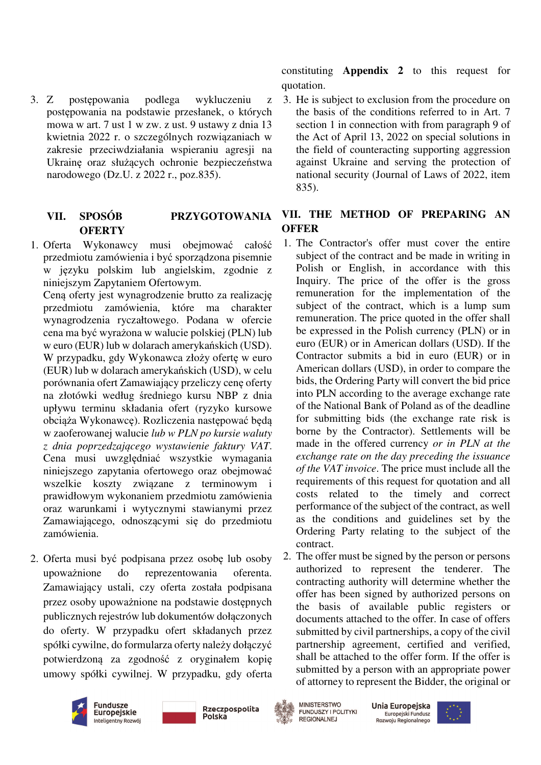3. Z postępowania podlega wykluczeniu z postępowania na podstawie przesłanek, o których mowa w art. 7 ust 1 w zw. z ust. 9 ustawy z dnia 13 kwietnia 2022 r. o szczególnych rozwiązaniach w zakresie przeciwdziałania wspieraniu agresji na Ukrainę oraz służących ochronie bezpieczeństwa narodowego (Dz.U. z 2022 r., poz.835).

## VII. SPOSÓB PRZYGOTOWANIA OFERTY

1. Oferta Wykonawcy musi obejmować całość przedmiotu zamówienia i być sporządzona pisemnie w języku polskim lub angielskim, zgodnie z niniejszym Zapytaniem Ofertowym.
   Ceną oferty jest wynagrodzenie brutto za realizację przedmiotu zamówienia, które ma charakter wynagrodzenia ryczałtowego. Podana w ofercie cena ma być wyrażona w walucie polskiej (PLN) lub w euro (EUR) lub w dolarach amerykańskich (USD). W przypadku, gdy Wykonawca złoży ofertę w euro (EUR) lub w dolarach amerykańskich (USD), w celu porównania ofert Zamawiający przeliczy cenę oferty na złotówki według średniego kursu NBP z dnia upływu terminu składania ofert (ryzyko kursowe obciąża Wykonawcę). Rozliczenia następować będą w zaoferowanej walucie *lub w PLN po kursie waluty z dnia poprzedzającego wystawienie faktury VAT*. Cena musi uwzględniać wszystkie wymagania niniejszego zapytania ofertowego oraz obejmować wszelkie koszty związane z terminowym i prawidłowym wykonaniem przedmiotu zamówienia oraz warunkami i wytycznymi stawianymi przez Zamawiającego, odnoszącymi się do przedmiotu zamówienia.

2. Oferta musi być podpisana przez osobę lub osoby upoważnione do reprezentowania oferenta. Zamawiający ustali, czy oferta została podpisana przez osoby upoważnione na podstawie dostępnych publicznych rejestrów lub dokumentów dołączonych do oferty. W przypadku ofert składanych przez spółki cywilne, do formularza oferty należy dołączyć potwierdzoną za zgodność z oryginałem kopię umowy spółki cywilnej. W przypadku, gdy oferta

constituting **Appendix 2** to this request for quotation.

3. He is subject to exclusion from the procedure on the basis of the conditions referred to in Art. 7 section 1 in connection with from paragraph 9 of the Act of April 13, 2022 on special solutions in the field of counteracting supporting aggression against Ukraine and serving the protection of national security (Journal of Laws of 2022, item 835).

## VII. THE METHOD OF PREPARING AN OFFER

1. The Contractor's offer must cover the entire subject of the contract and be made in writing in Polish or English, in accordance with this Inquiry. The price of the offer is the gross remuneration for the implementation of the subject of the contract, which is a lump sum remuneration. The price quoted in the offer shall be expressed in the Polish currency (PLN) or in euro (EUR) or in American dollars (USD). If the Contractor submits a bid in euro (EUR) or in American dollars (USD), in order to compare the bids, the Ordering Party will convert the bid price into PLN according to the average exchange rate of the National Bank of Poland as of the deadline for submitting bids (the exchange rate risk is borne by the Contractor). Settlements will be made in the offered currency *or in PLN at the exchange rate on the day preceding the issuance of the VAT invoice*. The price must include all the requirements of this request for quotation and all costs related to the timely and correct performance of the subject of the contract, as well as the conditions and guidelines set by the Ordering Party relating to the subject of the contract.

2. The offer must be signed by the person or persons authorized to represent the tenderer. The contracting authority will determine whether the offer has been signed by authorized persons on the basis of available public registers or documents attached to the offer. In case of offers submitted by civil partnerships, a copy of the civil partnership agreement, certified and verified, shall be attached to the offer form. If the offer is submitted by a person with an appropriate power of attorney to represent the Bidder, the original or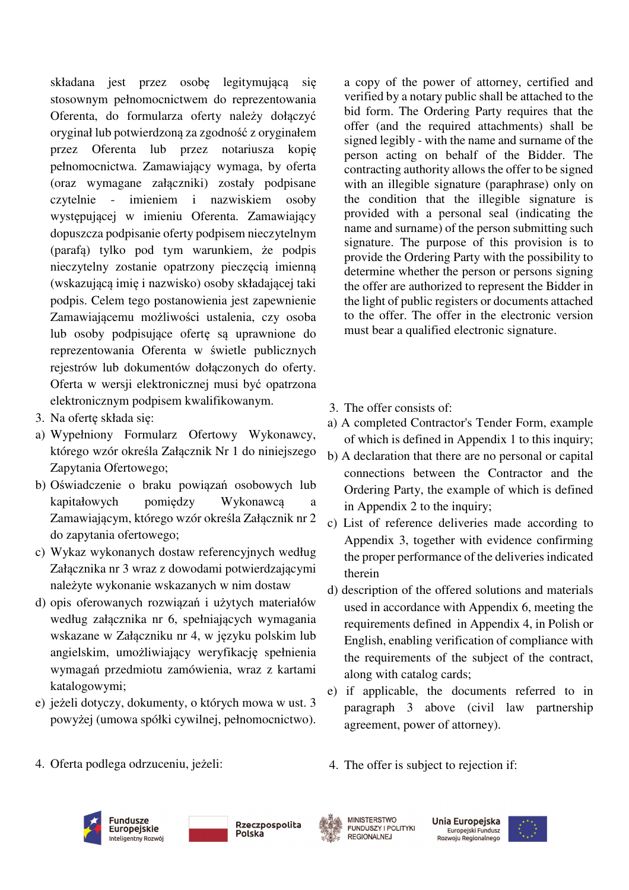składana jest przez osobę legitymującą się stosownym pełnomocnictwem do reprezentowania Oferenta, do formularza oferty należy dołączyć oryginał lub potwierdzoną za zgodność z oryginałem przez Oferenta lub przez notariusza kopię pełnomocnictwa. Zamawiający wymaga, by oferta (oraz wymagane załączniki) zostały podpisane czytelnie - imieniem i nazwiskiem osoby występującej w imieniu Oferenta. Zamawiający dopuszcza podpisanie oferty podpisem nieczytelnym (parafą) tylko pod tym warunkiem, że podpis nieczytelny zostanie opatrzony pieczęcią imienną (wskazującą imię i nazwisko) osoby składającej taki podpis. Celem tego postanowienia jest zapewnienie Zamawiającemu możliwości ustalenia, czy osoba lub osoby podpisujące ofertę są uprawnione do reprezentowania Oferenta w świetle publicznych rejestrów lub dokumentów dołączonych do oferty. Oferta w wersji elektronicznej musi być opatrzona elektronicznym podpisem kwalifikowanym.

3. Na ofertę składa się:

a) Wypełniony Formularz Ofertowy Wykonawcy, którego wzór określa Załącznik Nr 1 do niniejszego Zapytania Ofertowego;

b) Oświadczenie o braku powiązań osobowych lub kapitałowych pomiędzy Wykonawcą a Zamawiającym, którego wzór określa Załącznik nr 2 do zapytania ofertowego;

c) Wykaz wykonanych dostaw referencyjnych według Załącznika nr 3 wraz z dowodami potwierdzającymi należyte wykonanie wskazanych w nim dostaw

d) opis oferowanych rozwiązań i użytych materiałów według załącznika nr 6, spełniających wymagania wskazane w Załączniku nr 4, w języku polskim lub angielskim, umożliwiający weryfikację spełnienia wymagań przedmiotu zamówienia, wraz z kartami katalogowymi;

e) jeżeli dotyczy, dokumenty, o których mowa w ust. 3 powyżej (umowa spółki cywilnej, pełnomocnictwo).

4. Oferta podlega odrzuceniu, jeżeli:

a copy of the power of attorney, certified and verified by a notary public shall be attached to the bid form. The Ordering Party requires that the offer (and the required attachments) shall be signed legibly - with the name and surname of the person acting on behalf of the Bidder. The contracting authority allows the offer to be signed with an illegible signature (paraphrase) only on the condition that the illegible signature is provided with a personal seal (indicating the name and surname) of the person submitting such signature. The purpose of this provision is to provide the Ordering Party with the possibility to determine whether the person or persons signing the offer are authorized to represent the Bidder in the light of public registers or documents attached to the offer. The offer in the electronic version must bear a qualified electronic signature.

3. The offer consists of:

a) A completed Contractor's Tender Form, example of which is defined in Appendix 1 to this inquiry;

b) A declaration that there are no personal or capital connections between the Contractor and the Ordering Party, the example of which is defined in Appendix 2 to the inquiry;

c) List of reference deliveries made according to Appendix 3, together with evidence confirming the proper performance of the deliveries indicated therein

d) description of the offered solutions and materials used in accordance with Appendix 6, meeting the requirements defined in Appendix 4, in Polish or English, enabling verification of compliance with the requirements of the subject of the contract, along with catalog cards;

e) if applicable, the documents referred to in paragraph 3 above (civil law partnership agreement, power of attorney).

4. The offer is subject to rejection if: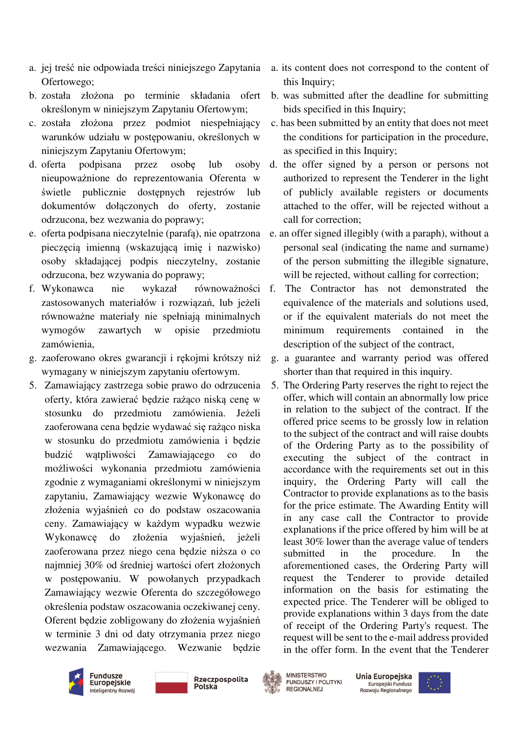a. jej treść nie odpowiada treści niniejszego Zapytania Ofertowego;
b. została złożona po terminie składania ofert określonym w niniejszym Zapytaniu Ofertowym;
c. została złożona przez podmiot niespełniający warunków udziału w postępowaniu, określonych w niniejszym Zapytaniu Ofertowym;
d. oferta podpisana przez osobę lub osoby nieupoważnione do reprezentowania Oferenta w świetle publicznie dostępnych rejestrów lub dokumentów dołączonych do oferty, zostanie odrzucona, bez wezwania do poprawy;
e. oferta podpisana nieczytelnie (parafą), nie opatrzona pieczęcią imienną (wskazującą imię i nazwisko) osoby składającej podpis nieczytelny, zostanie odrzucona, bez wzywania do poprawy;
f. Wykonawca nie wykazał równoważności zastosowanych materiałów i rozwiązań, lub jeżeli równoważne materiały nie spełniają minimalnych wymogów zawartych w opisie przedmiotu zamówienia,
g. zaoferowano okres gwarancji i rękojmi krótszy niż wymagany w niniejszym zapytaniu ofertowym.

5. Zamawiający zastrzega sobie prawo do odrzucenia oferty, która zawierać będzie rażąco niską cenę w stosunku do przedmiotu zamówienia. Jeżeli zaoferowana cena będzie wydawać się rażąco niska w stosunku do przedmiotu zamówienia i będzie budzić wątpliwości Zamawiającego co do możliwości wykonania przedmiotu zamówienia zgodnie z wymaganiami określonymi w niniejszym zapytaniu, Zamawiający wezwie Wykonawcę do złożenia wyjaśnień co do podstaw oszacowania ceny. Zamawiający w każdym wypadku wezwie Wykonawcę do złożenia wyjaśnień, jeżeli zaoferowana przez niego cena będzie niższa o co najmniej 30% od średniej wartości ofert złożonych w postępowaniu. W powołanych przypadkach Zamawiający wezwie Oferenta do szczegółowego określenia podstaw oszacowania oczekiwanej ceny. Oferent będzie zobligowany do złożenia wyjaśnień w terminie 3 dni od daty otrzymania przez niego wezwania Zamawiającego. Wezwanie będzie

a. its content does not correspond to the content of this Inquiry;
b. was submitted after the deadline for submitting bids specified in this Inquiry;
c. has been submitted by an entity that does not meet the conditions for participation in the procedure, as specified in this Inquiry;
d. the offer signed by a person or persons not authorized to represent the Tenderer in the light of publicly available registers or documents attached to the offer, will be rejected without a call for correction;
e. an offer signed illegibly (with a paraph), without a personal seal (indicating the name and surname) of the person submitting the illegible signature, will be rejected, without calling for correction;
f. The Contractor has not demonstrated the equivalence of the materials and solutions used, or if the equivalent materials do not meet the minimum requirements contained in the description of the subject of the contract,
g. a guarantee and warranty period was offered shorter than that required in this inquiry.

5. The Ordering Party reserves the right to reject the offer, which will contain an abnormally low price in relation to the subject of the contract. If the offered price seems to be grossly low in relation to the subject of the contract and will raise doubts of the Ordering Party as to the possibility of executing the subject of the contract in accordance with the requirements set out in this inquiry, the Ordering Party will call the Contractor to provide explanations as to the basis for the price estimate. The Awarding Entity will in any case call the Contractor to provide explanations if the price offered by him will be at least 30% lower than the average value of tenders submitted in the procedure. In the aforementioned cases, the Ordering Party will request the Tenderer to provide detailed information on the basis for estimating the expected price. The Tenderer will be obliged to provide explanations within 3 days from the date of receipt of the Ordering Party's request. The request will be sent to the e-mail address provided in the offer form. In the event that the Tenderer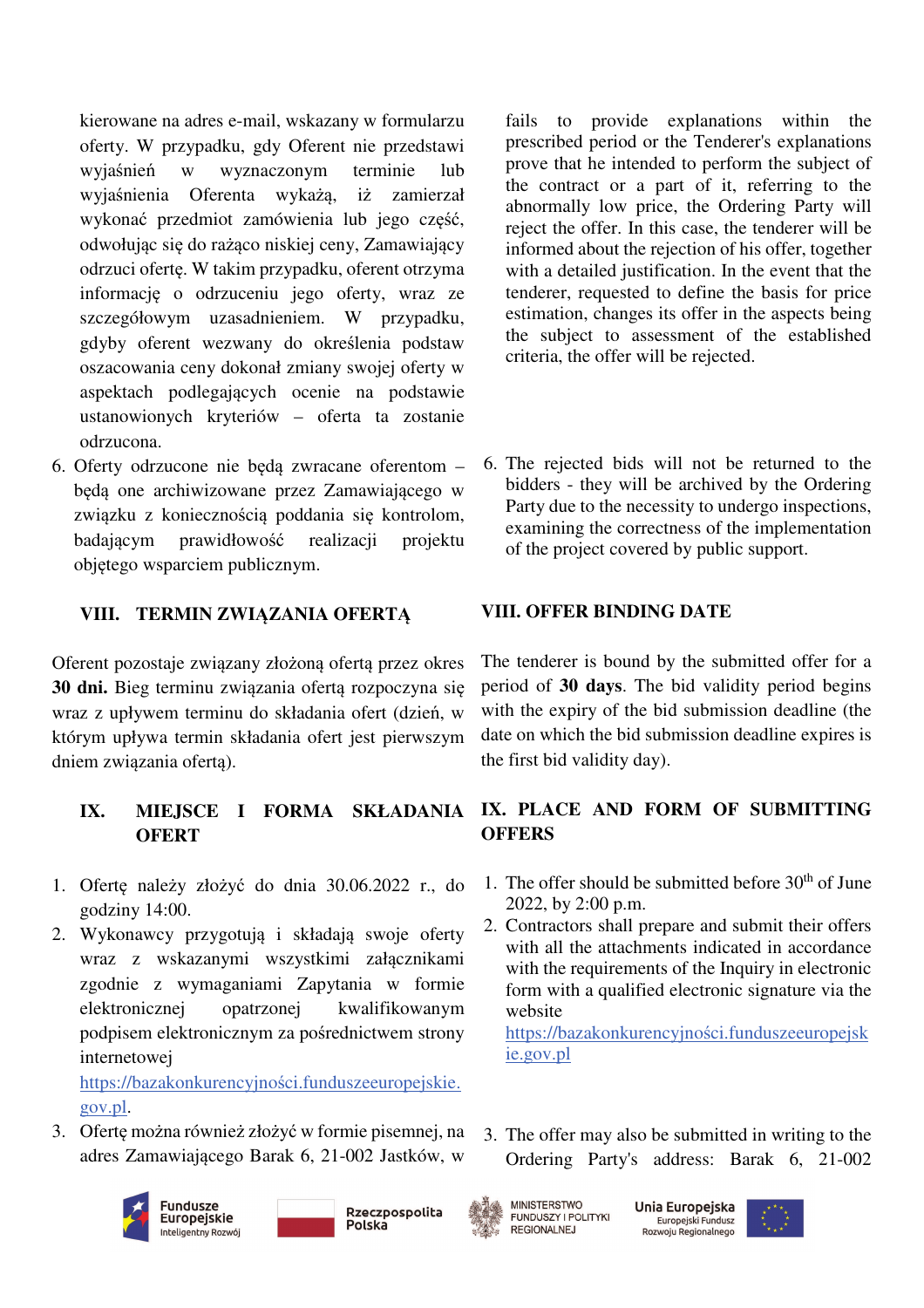kierowane na adres e-mail, wskazany w formularzu oferty. W przypadku, gdy Oferent nie przedstawi wyjaśnień w wyznaczonym terminie lub wyjaśnienia Oferenta wykażą, iż zamierzał wykonać przedmiot zamówienia lub jego część, odwołując się do rażąco niskiej ceny, Zamawiający odrzuci ofertę. W takim przypadku, oferent otrzyma informację o odrzuceniu jego oferty, wraz ze szczegółowym uzasadnieniem. W przypadku, gdyby oferent wezwany do określenia podstaw oszacowania ceny dokonał zmiany swojej oferty w aspektach podlegających ocenie na podstawie ustanowionych kryteriów – oferta ta zostanie odrzucona.

6. Oferty odrzucone nie będą zwracane oferentom – będą one archiwizowane przez Zamawiającego w związku z koniecznością poddania się kontrolom, badającym prawidłowość realizacji projektu objętego wsparciem publicznym.

fails to provide explanations within the prescribed period or the Tenderer's explanations prove that he intended to perform the subject of the contract or a part of it, referring to the abnormally low price, the Ordering Party will reject the offer. In this case, the tenderer will be informed about the rejection of his offer, together with a detailed justification. In the event that the tenderer, requested to define the basis for price estimation, changes its offer in the aspects being the subject to assessment of the established criteria, the offer will be rejected.

6. The rejected bids will not be returned to the bidders - they will be archived by the Ordering Party due to the necessity to undergo inspections, examining the correctness of the implementation of the project covered by public support.

## VIII. TERMIN ZWIĄZANIA OFERTĄ

Oferent pozostaje związany złożoną ofertą przez okres **30 dni.** Bieg terminu związania ofertą rozpoczyna się wraz z upływem terminu do składania ofert (dzień, w którym upływa termin składania ofert jest pierwszym dniem związania ofertą).

## VIII. OFFER BINDING DATE

The tenderer is bound by the submitted offer for a period of **30 days**. The bid validity period begins with the expiry of the bid submission deadline (the date on which the bid submission deadline expires is the first bid validity day).

## IX. MIEJSCE I FORMA SKŁADANIA OFERT

1. Ofertę należy złożyć do dnia 30.06.2022 r., do godziny 14:00.
2. Wykonawcy przygotują i składają swoje oferty wraz z wskazanymi wszystkimi załącznikami zgodnie z wymaganiami Zapytania w formie elektronicznej opatrzonej kwalifikowanym podpisem elektronicznym za pośrednictwem strony internetowej https://bazakonkurencyjności.funduszeeuropejskie.gov.pl.
3. Ofertę można również złożyć w formie pisemnej, na adres Zamawiającego Barak 6, 21-002 Jastków, w

## IX. PLACE AND FORM OF SUBMITTING OFFERS

1. The offer should be submitted before 30th of June 2022, by 2:00 p.m.
2. Contractors shall prepare and submit their offers with all the attachments indicated in accordance with the requirements of the Inquiry in electronic form with a qualified electronic signature via the website https://bazakonkurencyjności.funduszeeuropejskie.gov.pl
3. The offer may also be submitted in writing to the Ordering Party's address: Barak 6, 21-002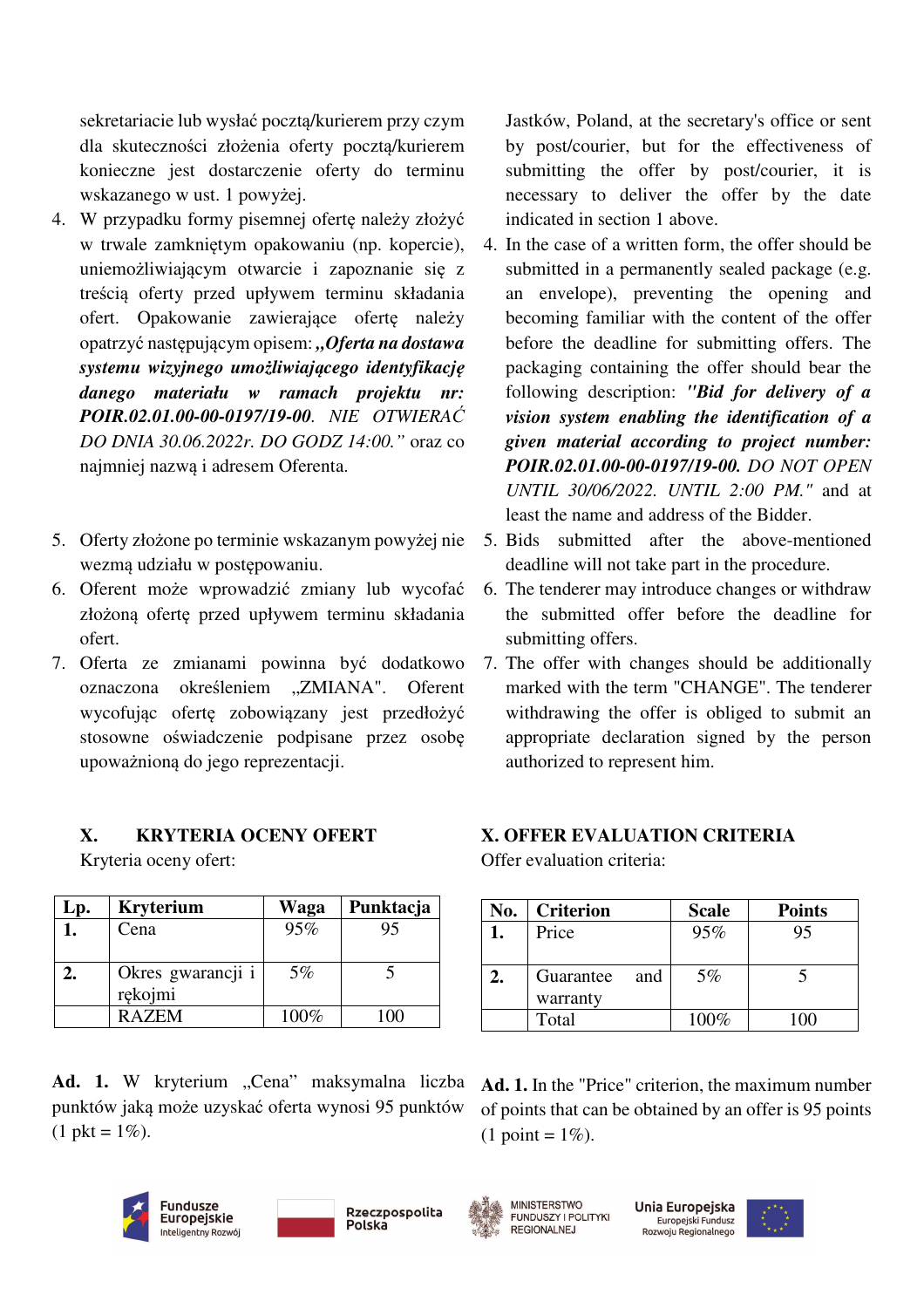sekretariacie lub wysłać pocztą/kurierem przy czym dla skuteczności złożenia oferty pocztą/kurierem konieczne jest dostarczenie oferty do terminu wskazanego w ust. 1 powyżej.

4. W przypadku formy pisemnej ofertę należy złożyć w trwale zamkniętym opakowaniu (np. kopercie), uniemożliwiającym otwarcie i zapoznanie się z treścią oferty przed upływem terminu składania ofert. Opakowanie zawierające ofertę należy opatrzyć następującym opisem: ***„Oferta na dostawa systemu wizyjnego umożliwiającego identyfikację danego materiału w ramach projektu nr: POIR.02.01.00-00-0197/19-00****. NIE OTWIERAĆ DO DNIA 30.06.2022r. DO GODZ 14:00.”* oraz co najmniej nazwą i adresem Oferenta.
5. Oferty złożone po terminie wskazanym powyżej nie wezmą udziału w postępowaniu.
6. Oferent może wprowadzić zmiany lub wycofać złożoną ofertę przed upływem terminu składania ofert.
7. Oferta ze zmianami powinna być dodatkowo oznaczona określeniem „ZMIANA". Oferent wycofując ofertę zobowiązany jest przedłożyć stosowne oświadczenie podpisane przez osobę upoważnioną do jego reprezentacji.

Jastków, Poland, at the secretary's office or sent by post/courier, but for the effectiveness of submitting the offer by post/courier, it is necessary to deliver the offer by the date indicated in section 1 above.

4. In the case of a written form, the offer should be submitted in a permanently sealed package (e.g. an envelope), preventing the opening and becoming familiar with the content of the offer before the deadline for submitting offers. The packaging containing the offer should bear the following description: ***"Bid for delivery of a vision system enabling the identification of a given material according to project number: POIR.02.01.00-00-0197/19-00.*** *DO NOT OPEN UNTIL 30/06/2022. UNTIL 2:00 PM."* and at least the name and address of the Bidder.
5. Bids submitted after the above-mentioned deadline will not take part in the procedure.
6. The tenderer may introduce changes or withdraw the submitted offer before the deadline for submitting offers.
7. The offer with changes should be additionally marked with the term "CHANGE". The tenderer withdrawing the offer is obliged to submit an appropriate declaration signed by the person authorized to represent him.

## X. KRYTERIA OCENY OFERT

Kryteria oceny ofert:

| Lp. | Kryterium | Waga | Punktacja |
|---|---|---|---|
| 1. | Cena | 95% | 95 |
| 2. | Okres gwarancji i rękojmi | 5% | 5 |
| | RAZEM | 100% | 100 |

**Ad. 1.** W kryterium „Cena” maksymalna liczba punktów jaką może uzyskać oferta wynosi 95 punktów (1 pkt = 1%).

## X. OFFER EVALUATION CRITERIA

Offer evaluation criteria:

| No. | Criterion | Scale | Points |
|---|---|---|---|
| 1. | Price | 95% | 95 |
| 2. | Guarantee and warranty | 5% | 5 |
| | Total | 100% | 100 |

**Ad. 1.** In the "Price" criterion, the maximum number of points that can be obtained by an offer is 95 points (1 point = 1%).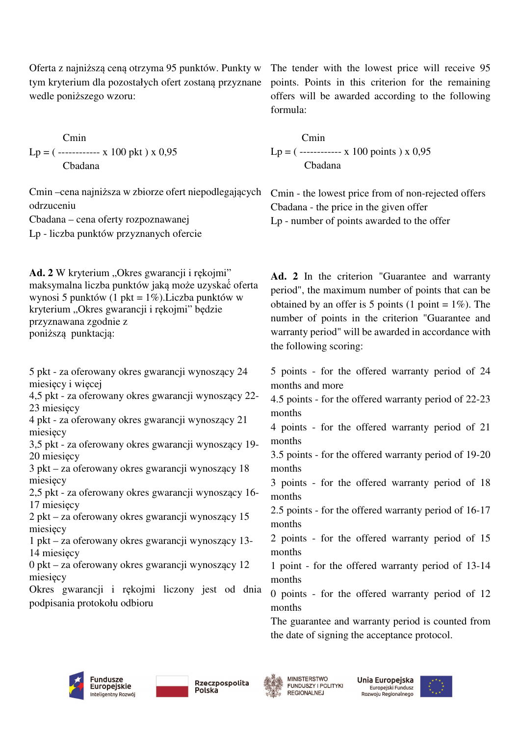Oferta z najniższą ceną otrzyma 95 punktów. Punkty w tym kryterium dla pozostałych ofert zostaną przyznane wedle poniższego wzoru:

$$Lp = \left( \frac{Cmin}{Cbadana} \times 100 \text{ pkt} \right) \times 0{,}95$$

Cmin –cena najniższa w zbiorze ofert niepodlegających odrzuceniu
Cbadana – cena oferty rozpoznawanej
Lp - liczba punktów przyznanych ofercie

**Ad. 2** W kryterium „Okres gwarancji i rękojmi" maksymalna liczba punktów jaką może uzyskać oferta wynosi 5 punktów (1 pkt = 1%).Liczba punktów w kryterium „Okres gwarancji i rękojmi" będzie przyznawana zgodnie z poniższą punktacją:

5 pkt - za oferowany okres gwarancji wynoszący 24 miesięcy i więcej
4,5 pkt - za oferowany okres gwarancji wynoszący 22-23 miesięcy
4 pkt - za oferowany okres gwarancji wynoszący 21 miesięcy
3,5 pkt - za oferowany okres gwarancji wynoszący 19-20 miesięcy
3 pkt – za oferowany okres gwarancji wynoszący 18 miesięcy
2,5 pkt - za oferowany okres gwarancji wynoszący 16-17 miesięcy
2 pkt – za oferowany okres gwarancji wynoszący 15 miesięcy
1 pkt – za oferowany okres gwarancji wynoszący 13-14 miesięcy
0 pkt – za oferowany okres gwarancji wynoszący 12 miesięcy
Okres gwarancji i rękojmi liczony jest od dnia podpisania protokołu odbioru

The tender with the lowest price will receive 95 points. Points in this criterion for the remaining offers will be awarded according to the following formula:

$$Lp = \left( \frac{Cmin}{Cbadana} \times 100 \text{ points} \right) \times 0{,}95$$

Cmin - the lowest price from of non-rejected offers
Cbadana - the price in the given offer
Lp - number of points awarded to the offer

**Ad. 2** In the criterion "Guarantee and warranty period", the maximum number of points that can be obtained by an offer is 5 points (1 point = 1%). The number of points in the criterion "Guarantee and warranty period" will be awarded in accordance with the following scoring:

5 points - for the offered warranty period of 24 months and more
4.5 points - for the offered warranty period of 22-23 months
4 points - for the offered warranty period of 21 months
3.5 points - for the offered warranty period of 19-20 months
3 points - for the offered warranty period of 18 months
2.5 points - for the offered warranty period of 16-17 months
2 points - for the offered warranty period of 15 months
1 point - for the offered warranty period of 13-14 months
0 points - for the offered warranty period of 12 months
The guarantee and warranty period is counted from the date of signing the acceptance protocol.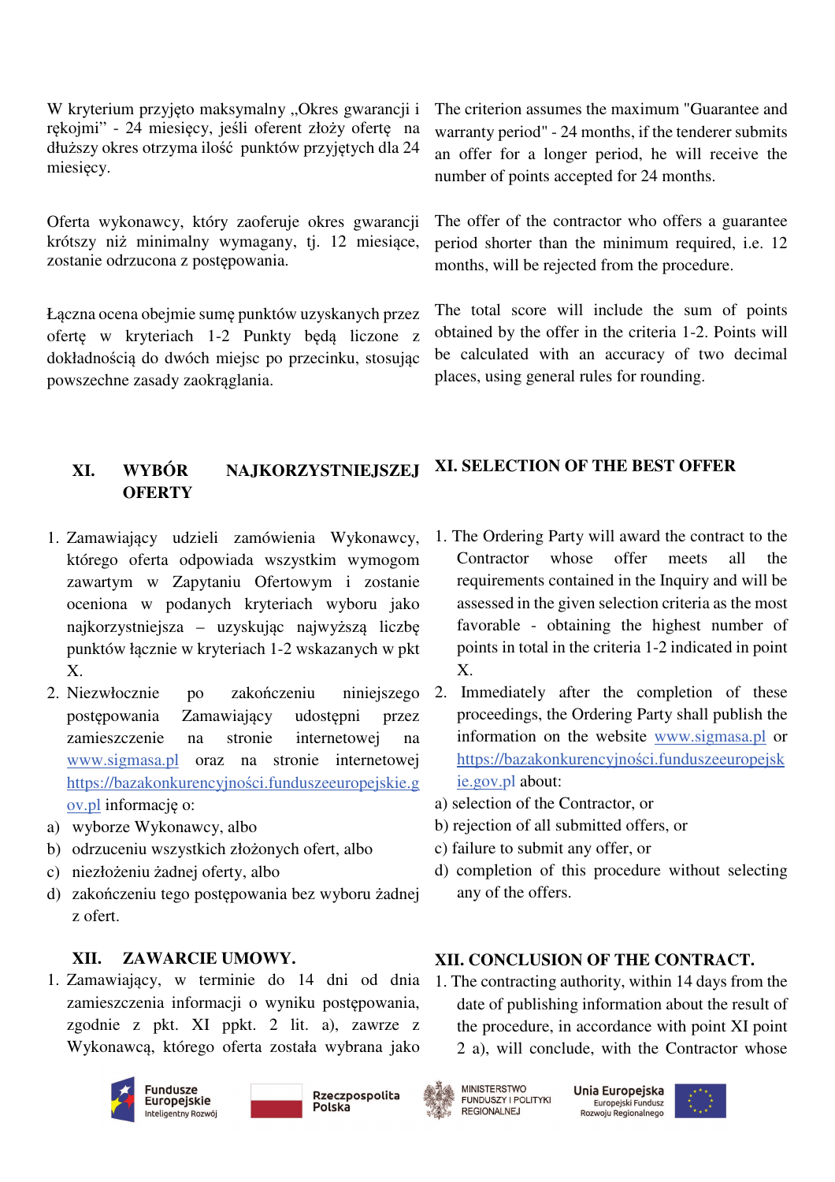W kryterium przyjęto maksymalny „Okres gwarancji i rękojmi" - 24 miesięcy, jeśli oferent złoży ofertę na dłuższy okres otrzyma ilość punktów przyjętych dla 24 miesięcy.

The criterion assumes the maximum "Guarantee and warranty period" - 24 months, if the tenderer submits an offer for a longer period, he will receive the number of points accepted for 24 months.

Oferta wykonawcy, który zaoferuje okres gwarancji krótszy niż minimalny wymagany, tj. 12 miesiące, zostanie odrzucona z postępowania.

The offer of the contractor who offers a guarantee period shorter than the minimum required, i.e. 12 months, will be rejected from the procedure.

Łączna ocena obejmie sumę punktów uzyskanych przez ofertę w kryteriach 1-2 Punkty będą liczone z dokładnością do dwóch miejsc po przecinku, stosując powszechne zasady zaokrąglania.

The total score will include the sum of points obtained by the offer in the criteria 1-2. Points will be calculated with an accuracy of two decimal places, using general rules for rounding.

## XI. WYBÓR NAJKORZYSTNIEJSZEJ OFERTY

## XI. SELECTION OF THE BEST OFFER

1. Zamawiający udzieli zamówienia Wykonawcy, którego oferta odpowiada wszystkim wymogom zawartym w Zapytaniu Ofertowym i zostanie oceniona w podanych kryteriach wyboru jako najkorzystniejsza – uzyskując najwyższą liczbę punktów łącznie w kryteriach 1-2 wskazanych w pkt X.
2. Niezwłocznie po zakończeniu niniejszego postępowania Zamawiający udostępni przez zamieszczenie na stronie internetowej na www.sigmasa.pl oraz na stronie internetowej https://bazakonkurencyjności.funduszeeuropejskie.gov.pl informację o:

a) wyborze Wykonawcy, albo
b) odrzuceniu wszystkich złożonych ofert, albo
c) niezłożeniu żadnej oferty, albo
d) zakończeniu tego postępowania bez wyboru żadnej z ofert.

1. The Ordering Party will award the contract to the Contractor whose offer meets all the requirements contained in the Inquiry and will be assessed in the given selection criteria as the most favorable - obtaining the highest number of points in total in the criteria 1-2 indicated in point X.
2. Immediately after the completion of these proceedings, the Ordering Party shall publish the information on the website www.sigmasa.pl or https://bazakonkurencyjności.funduszeeuropejskie.gov.pl about:

a) selection of the Contractor, or
b) rejection of all submitted offers, or
c) failure to submit any offer, or
d) completion of this procedure without selecting any of the offers.

## XII. ZAWARCIE UMOWY.

## XII. CONCLUSION OF THE CONTRACT.

1. Zamawiający, w terminie do 14 dni od dnia zamieszczenia informacji o wyniku postępowania, zgodnie z pkt. XI ppkt. 2 lit. a), zawrze z Wykonawcą, którego oferta została wybrana jako

1. The contracting authority, within 14 days from the date of publishing information about the result of the procedure, in accordance with point XI point 2 a), will conclude, with the Contractor whose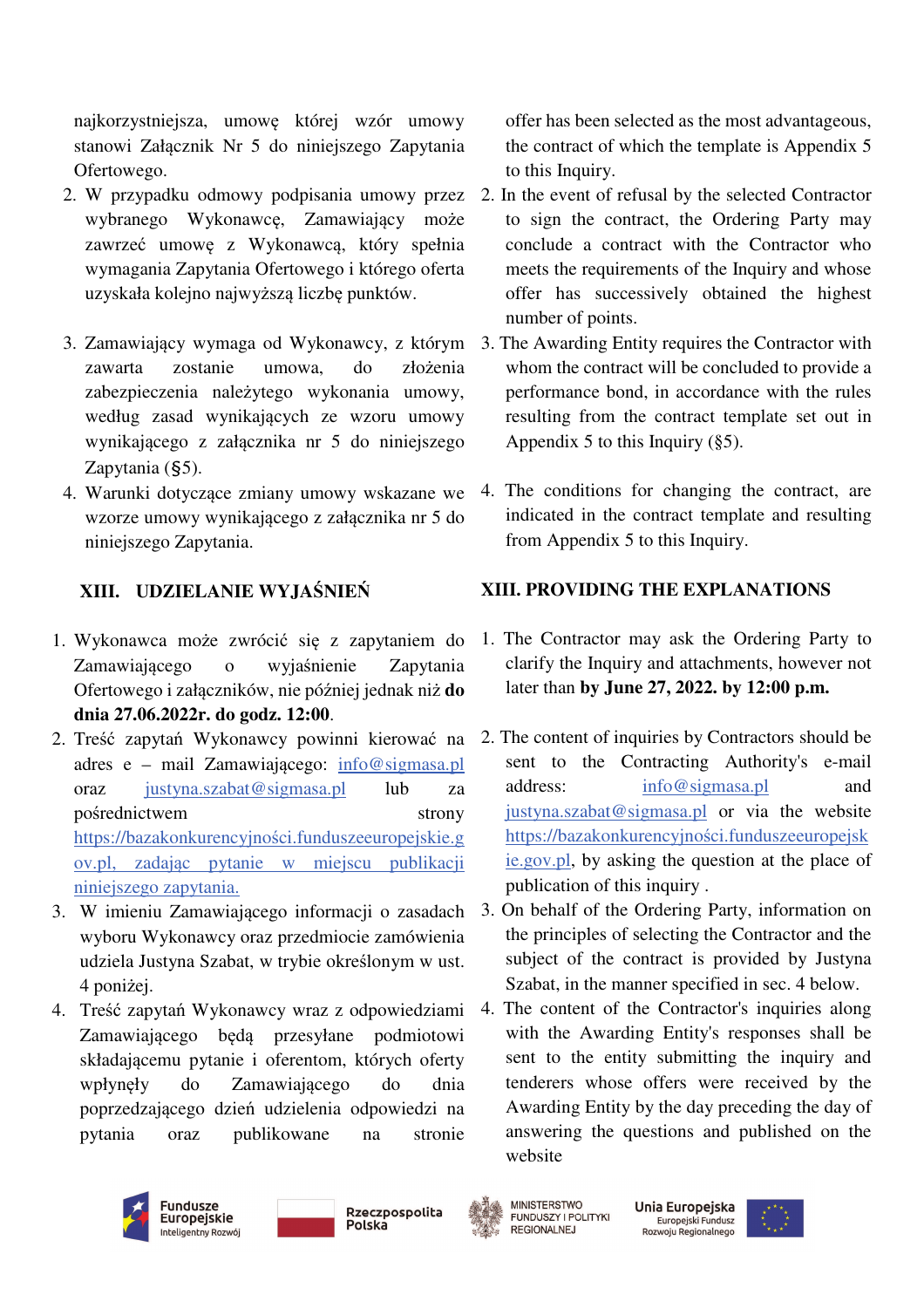najkorzystniejsza, umowę której wzór umowy stanowi Załącznik Nr 5 do niniejszego Zapytania Ofertowego.

2. W przypadku odmowy podpisania umowy przez wybranego Wykonawcę, Zamawiający może zawrzeć umowę z Wykonawcą, który spełnia wymagania Zapytania Ofertowego i którego oferta uzyskała kolejno najwyższą liczbę punktów.
3. Zamawiający wymaga od Wykonawcy, z którym zawarta zostanie umowa, do złożenia zabezpieczenia należytego wykonania umowy, według zasad wynikających ze wzoru umowy wynikającego z załącznika nr 5 do niniejszego Zapytania (§5).
4. Warunki dotyczące zmiany umowy wskazane we wzorze umowy wynikającego z załącznika nr 5 do niniejszego Zapytania.

## XIII. UDZIELANIE WYJAŚNIEŃ

1. Wykonawca może zwrócić się z zapytaniem do Zamawiającego o wyjaśnienie Zapytania Ofertowego i załączników, nie później jednak niż **do dnia 27.06.2022r. do godz. 12:00**.
2. Treść zapytań Wykonawcy powinni kierować na adres e – mail Zamawiającego: info@sigmasa.pl oraz justyna.szabat@sigmasa.pl lub za pośrednictwem strony https://bazakonkurencyjności.funduszeeuropejskie.gov.pl, zadając pytanie w miejscu publikacji niniejszego zapytania.
3. W imieniu Zamawiającego informacji o zasadach wyboru Wykonawcy oraz przedmiocie zamówienia udziela Justyna Szabat, w trybie określonym w ust. 4 poniżej.
4. Treść zapytań Wykonawcy wraz z odpowiedziami Zamawiającego będą przesyłane podmiotowi składającemu pytanie i oferentom, których oferty wpłynęły do Zamawiającego do dnia poprzedzającego dzień udzielenia odpowiedzi na pytania oraz publikowane na stronie

offer has been selected as the most advantageous, the contract of which the template is Appendix 5 to this Inquiry.

2. In the event of refusal by the selected Contractor to sign the contract, the Ordering Party may conclude a contract with the Contractor who meets the requirements of the Inquiry and whose offer has successively obtained the highest number of points.
3. The Awarding Entity requires the Contractor with whom the contract will be concluded to provide a performance bond, in accordance with the rules resulting from the contract template set out in Appendix 5 to this Inquiry (§5).
4. The conditions for changing the contract, are indicated in the contract template and resulting from Appendix 5 to this Inquiry.

## XIII. PROVIDING THE EXPLANATIONS

1. The Contractor may ask the Ordering Party to clarify the Inquiry and attachments, however not later than **by June 27, 2022. by 12:00 p.m.**
2. The content of inquiries by Contractors should be sent to the Contracting Authority's e-mail address: info@sigmasa.pl and justyna.szabat@sigmasa.pl or via the website https://bazakonkurencyjności.funduszeeuropejskie.gov.pl, by asking the question at the place of publication of this inquiry .
3. On behalf of the Ordering Party, information on the principles of selecting the Contractor and the subject of the contract is provided by Justyna Szabat, in the manner specified in sec. 4 below.
4. The content of the Contractor's inquiries along with the Awarding Entity's responses shall be sent to the entity submitting the inquiry and tenderers whose offers were received by the Awarding Entity by the day preceding the day of answering the questions and published on the website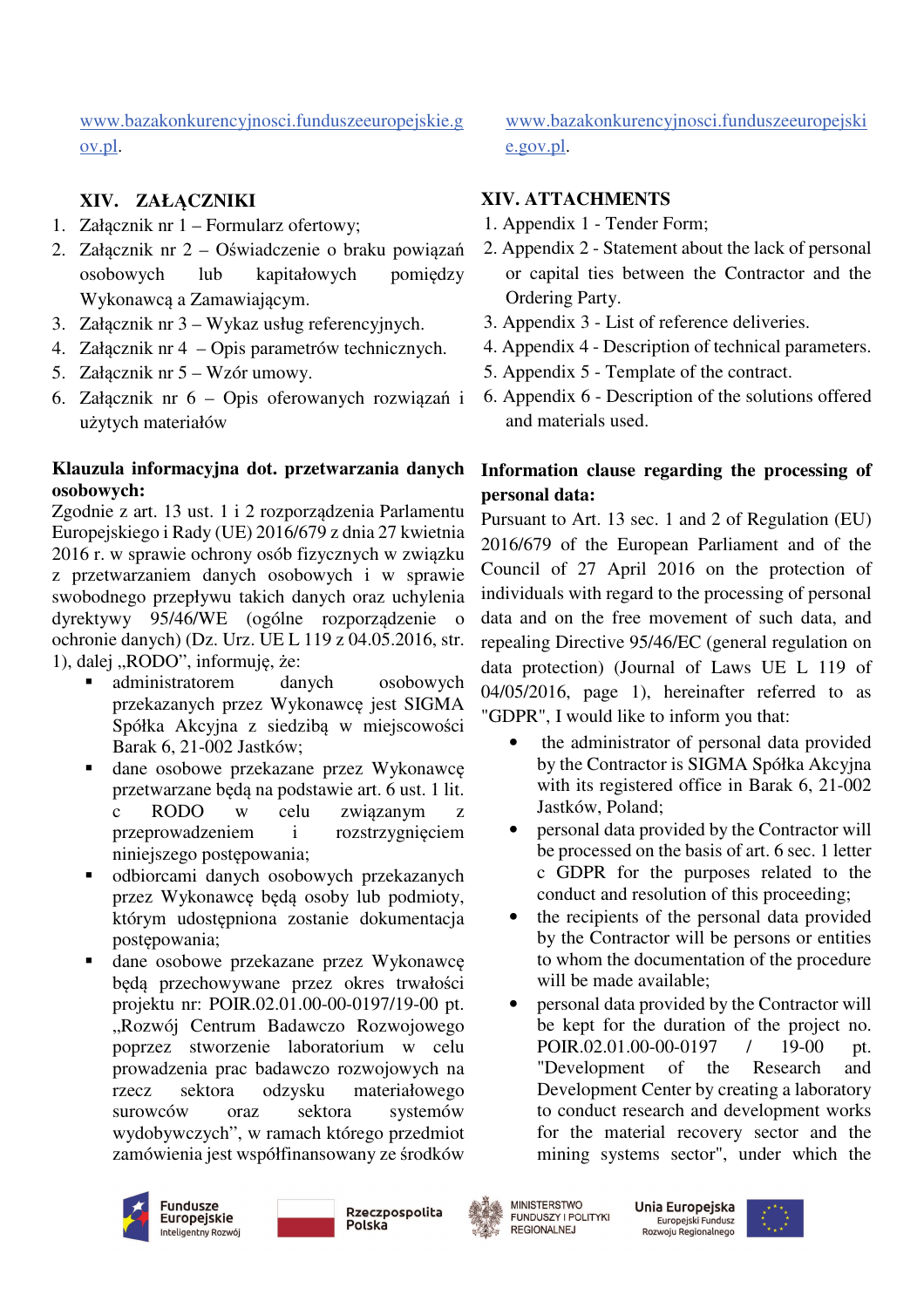www.bazakonkurencyjnosci.funduszeeuropejskie.gov.pl.

## XIV. ZAŁĄCZNIKI

1. Załącznik nr 1 – Formularz ofertowy;
2. Załącznik nr 2 – Oświadczenie o braku powiązań osobowych lub kapitałowych pomiędzy Wykonawcą a Zamawiającym.
3. Załącznik nr 3 – Wykaz usług referencyjnych.
4. Załącznik nr 4 – Opis parametrów technicznych.
5. Załącznik nr 5 – Wzór umowy.
6. Załącznik nr 6 – Opis oferowanych rozwiązań i użytych materiałów

**Klauzula informacyjna dot. przetwarzania danych osobowych:**

Zgodnie z art. 13 ust. 1 i 2 rozporządzenia Parlamentu Europejskiego i Rady (UE) 2016/679 z dnia 27 kwietnia 2016 r. w sprawie ochrony osób fizycznych w związku z przetwarzaniem danych osobowych i w sprawie swobodnego przepływu takich danych oraz uchylenia dyrektywy 95/46/WE (ogólne rozporządzenie o ochronie danych) (Dz. Urz. UE L 119 z 04.05.2016, str. 1), dalej „RODO", informuję, że:

- administratorem danych osobowych przekazanych przez Wykonawcę jest SIGMA Spółka Akcyjna z siedzibą w miejscowości Barak 6, 21-002 Jastków;
- dane osobowe przekazane przez Wykonawcę przetwarzane będą na podstawie art. 6 ust. 1 lit. c RODO w celu związanym z przeprowadzeniem i rozstrzygnięciem niniejszego postępowania;
- odbiorcami danych osobowych przekazanych przez Wykonawcę będą osoby lub podmioty, którym udostępniona zostanie dokumentacja postępowania;
- dane osobowe przekazane przez Wykonawcę będą przechowywane przez okres trwałości projektu nr: POIR.02.01.00-00-0197/19-00 pt. „Rozwój Centrum Badawczo Rozwojowego poprzez stworzenie laboratorium w celu prowadzenia prac badawczo rozwojowych na rzecz sektora odzysku materiałowego surowców oraz sektora systemów wydobywczych", w ramach którego przedmiot zamówienia jest współfinansowany ze środków

www.bazakonkurencyjnosci.funduszeeuropejskie.gov.pl.

## XIV. ATTACHMENTS

1. Appendix 1 - Tender Form;
2. Appendix 2 - Statement about the lack of personal or capital ties between the Contractor and the Ordering Party.
3. Appendix 3 - List of reference deliveries.
4. Appendix 4 - Description of technical parameters.
5. Appendix 5 - Template of the contract.
6. Appendix 6 - Description of the solutions offered and materials used.

**Information clause regarding the processing of personal data:**

Pursuant to Art. 13 sec. 1 and 2 of Regulation (EU) 2016/679 of the European Parliament and of the Council of 27 April 2016 on the protection of individuals with regard to the processing of personal data and on the free movement of such data, and repealing Directive 95/46/EC (general regulation on data protection) (Journal of Laws UE L 119 of 04/05/2016, page 1), hereinafter referred to as "GDPR", I would like to inform you that:

- the administrator of personal data provided by the Contractor is SIGMA Spółka Akcyjna with its registered office in Barak 6, 21-002 Jastków, Poland;
- personal data provided by the Contractor will be processed on the basis of art. 6 sec. 1 letter c GDPR for the purposes related to the conduct and resolution of this proceeding;
- the recipients of the personal data provided by the Contractor will be persons or entities to whom the documentation of the procedure will be made available;
- personal data provided by the Contractor will be kept for the duration of the project no. POIR.02.01.00-00-0197 / 19-00 pt. "Development of the Research and Development Center by creating a laboratory to conduct research and development works for the material recovery sector and the mining systems sector", under which the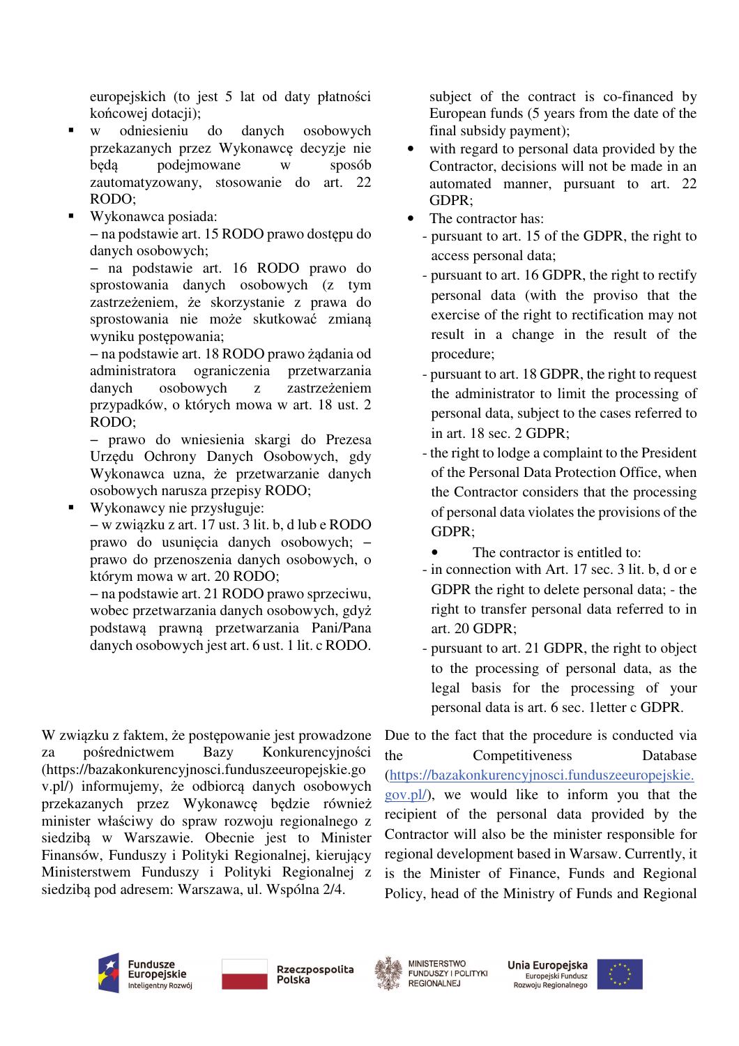europejskich (to jest 5 lat od daty płatności końcowej dotacji);

- w odniesieniu do danych osobowych przekazanych przez Wykonawcę decyzje nie będą podejmowane w sposób zautomatyzowany, stosowanie do art. 22 RODO;
- Wykonawca posiada:
  – na podstawie art. 15 RODO prawo dostępu do danych osobowych;
  – na podstawie art. 16 RODO prawo do sprostowania danych osobowych (z tym zastrzeżeniem, że skorzystanie z prawa do sprostowania nie może skutkować zmianą wyniku postępowania;
  – na podstawie art. 18 RODO prawo żądania od administratora ograniczenia przetwarzania danych osobowych z zastrzeżeniem przypadków, o których mowa w art. 18 ust. 2 RODO;
  – prawo do wniesienia skargi do Prezesa Urzędu Ochrony Danych Osobowych, gdy Wykonawca uzna, że przetwarzanie danych osobowych narusza przepisy RODO;
- Wykonawcy nie przysługuje:
  – w związku z art. 17 ust. 3 lit. b, d lub e RODO prawo do usunięcia danych osobowych; – prawo do przenoszenia danych osobowych, o którym mowa w art. 20 RODO;
  – na podstawie art. 21 RODO prawo sprzeciwu, wobec przetwarzania danych osobowych, gdyż podstawą prawną przetwarzania Pani/Pana danych osobowych jest art. 6 ust. 1 lit. c RODO.

subject of the contract is co-financed by European funds (5 years from the date of the final subsidy payment);

- with regard to personal data provided by the Contractor, decisions will not be made in an automated manner, pursuant to art. 22 GDPR;
- The contractor has:
  - pursuant to art. 15 of the GDPR, the right to access personal data;
  - pursuant to art. 16 GDPR, the right to rectify personal data (with the proviso that the exercise of the right to rectification may not result in a change in the result of the procedure;
  - pursuant to art. 18 GDPR, the right to request the administrator to limit the processing of personal data, subject to the cases referred to in art. 18 sec. 2 GDPR;
  - the right to lodge a complaint to the President of the Personal Data Protection Office, when the Contractor considers that the processing of personal data violates the provisions of the GDPR;
- The contractor is entitled to:
  - in connection with Art. 17 sec. 3 lit. b, d or e GDPR the right to delete personal data; - the right to transfer personal data referred to in art. 20 GDPR;
  - pursuant to art. 21 GDPR, the right to object to the processing of personal data, as the legal basis for the processing of your personal data is art. 6 sec. 1letter c GDPR.

W związku z faktem, że postępowanie jest prowadzone za pośrednictwem Bazy Konkurencyjności (https://bazakonkurencyjnosci.funduszeeuropejskie.gov.pl/) informujemy, że odbiorcą danych osobowych przekazanych przez Wykonawcę będzie również minister właściwy do spraw rozwoju regionalnego z siedzibą w Warszawie. Obecnie jest to Minister Finansów, Funduszy i Polityki Regionalnej, kierujący Ministerstwem Funduszy i Polityki Regionalnej z siedzibą pod adresem: Warszawa, ul. Wspólna 2/4.

Due to the fact that the procedure is conducted via the Competitiveness Database (https://bazakonkurencyjnosci.funduszeeuropejskie.gov.pl/), we would like to inform you that the recipient of the personal data provided by the Contractor will also be the minister responsible for regional development based in Warsaw. Currently, it is the Minister of Finance, Funds and Regional Policy, head of the Ministry of Funds and Regional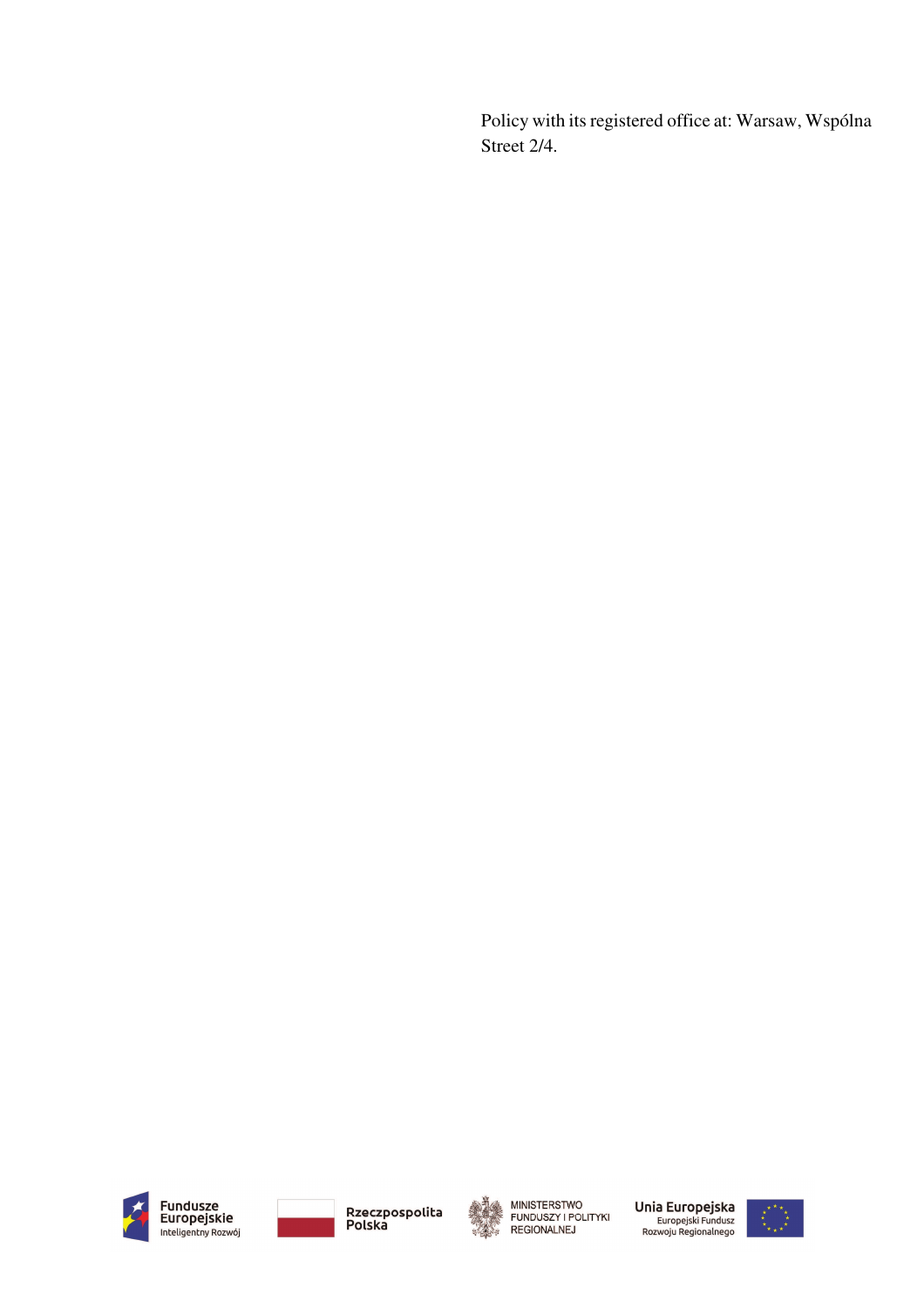Policy with its registered office at: Warsaw, Wspólna Street 2/4.